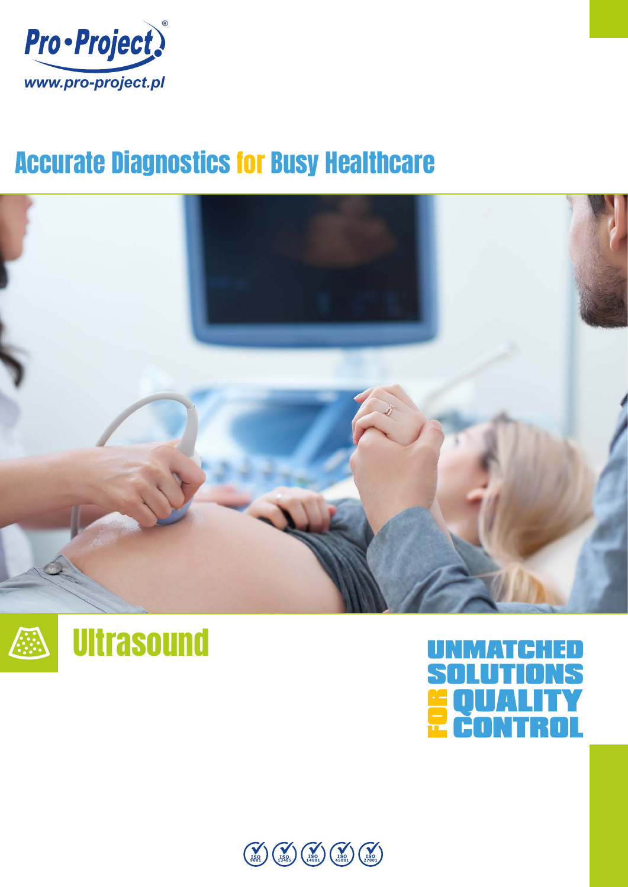Pro•Project®

www.pro-project.pl

# Accurate Diagnostics for Busy Healthcare

# Ultrasound

UNMATCHED SOLUTIONS FOR QUALITY CONTROL

ISO 9001 ISO 13485 ISO 14001 ISO 45001 ISO 27001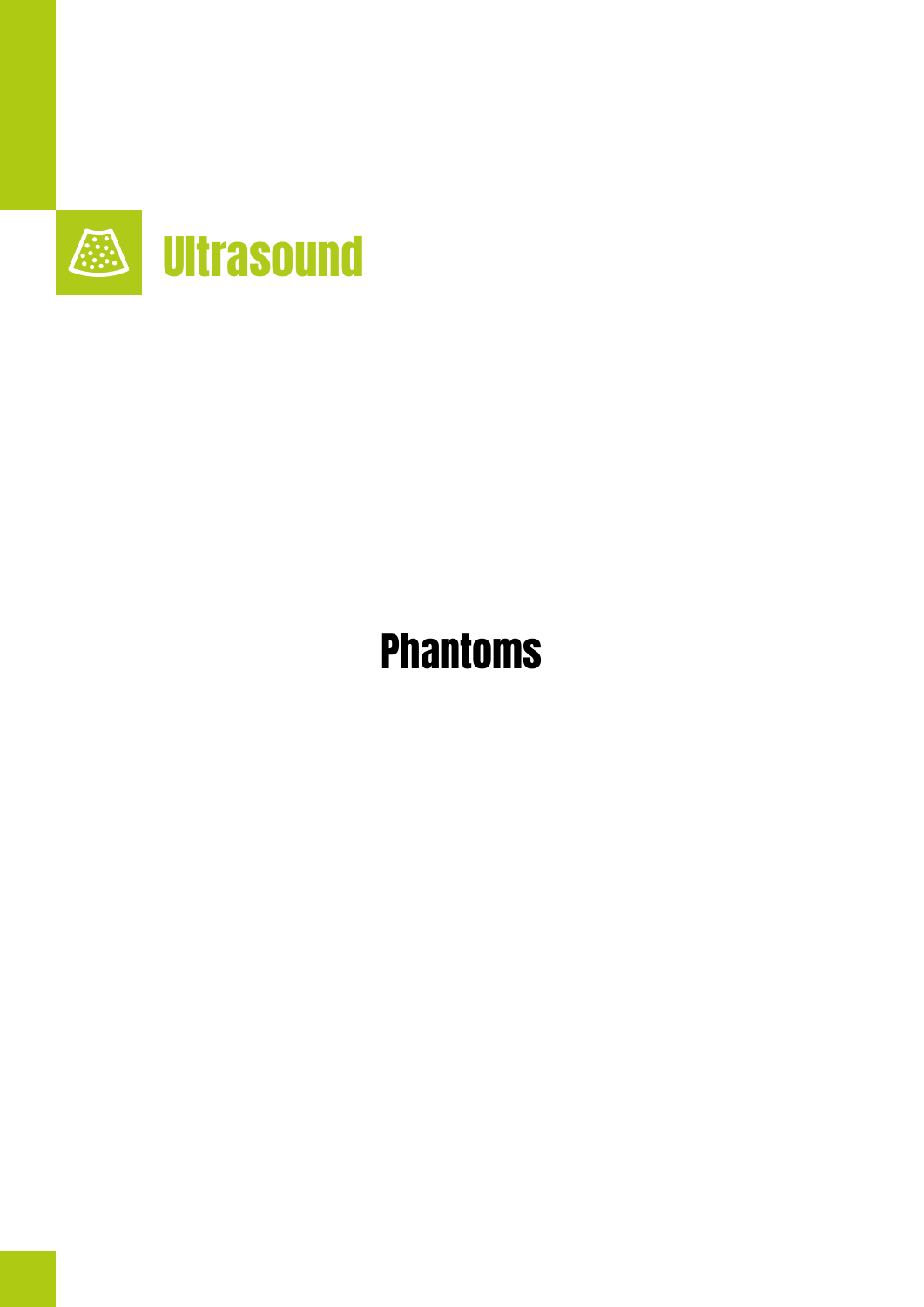# Ultrasound

## Phantoms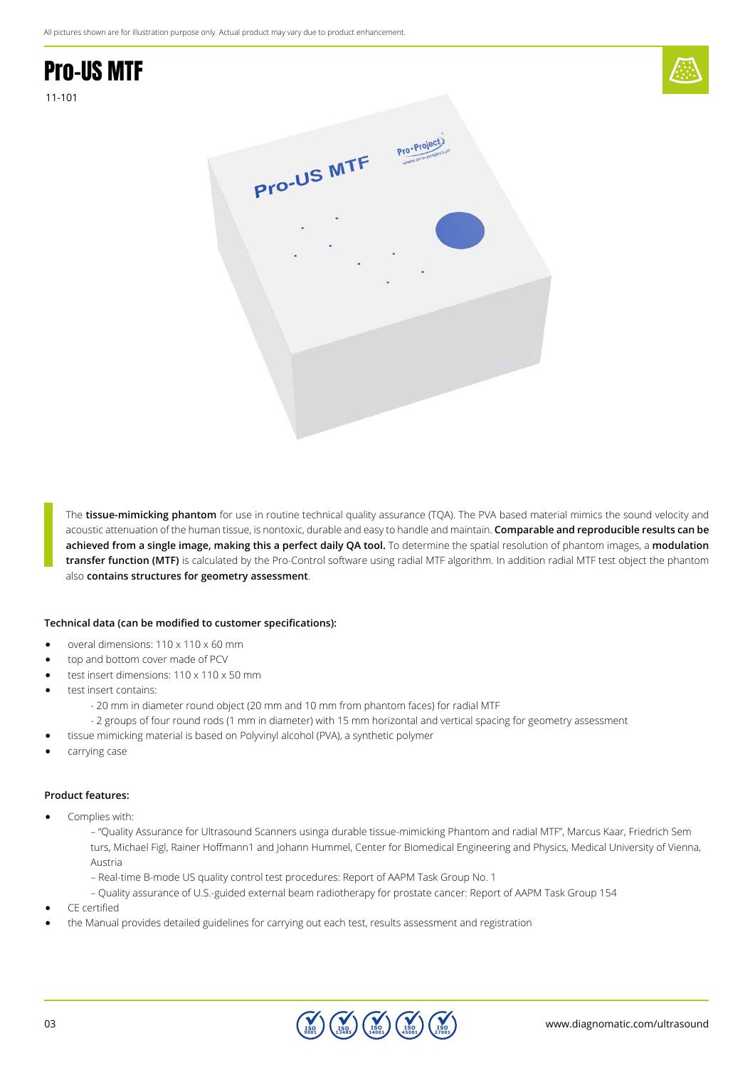All pictures shown are for illustration purpose only. Actual product may vary due to product enhancement.

# Pro-US MTF

11-101

The **tissue-mimicking phantom** for use in routine technical quality assurance (TQA). The PVA based material mimics the sound velocity and acoustic attenuation of the human tissue, is nontoxic, durable and easy to handle and maintain. **Comparable and reproducible results can be achieved from a single image, making this a perfect daily QA tool.** To determine the spatial resolution of phantom images, a **modulation transfer function (MTF)** is calculated by the Pro-Control software using radial MTF algorithm. In addition radial MTF test object the phantom also **contains structures for geometry assessment**.

**Technical data (can be modified to customer specifications):**

- overal dimensions: 110 x 110 x 60 mm
- top and bottom cover made of PCV
- test insert dimensions: 110 x 110 x 50 mm
- test insert contains:
  - 20 mm in diameter round object (20 mm and 10 mm from phantom faces) for radial MTF
  - 2 groups of four round rods (1 mm in diameter) with 15 mm horizontal and vertical spacing for geometry assessment
- tissue mimicking material is based on Polyvinyl alcohol (PVA), a synthetic polymer
- carrying case

**Product features:**

- Complies with:
  – "Quality Assurance for Ultrasound Scanners usinga durable tissue-mimicking Phantom and radial MTF", Marcus Kaar, Friedrich Sem turs, Michael Figl, Rainer Hoffmann1 and Johann Hummel, Center for Biomedical Engineering and Physics, Medical University of Vienna, Austria
  – Real-time B-mode US quality control test procedures: Report of AAPM Task Group No. 1
  – Quality assurance of U.S.-guided external beam radiotherapy for prostate cancer: Report of AAPM Task Group 154
- CE certified
- the Manual provides detailed guidelines for carrying out each test, results assessment and registration

www.diagnomatic.com/ultrasound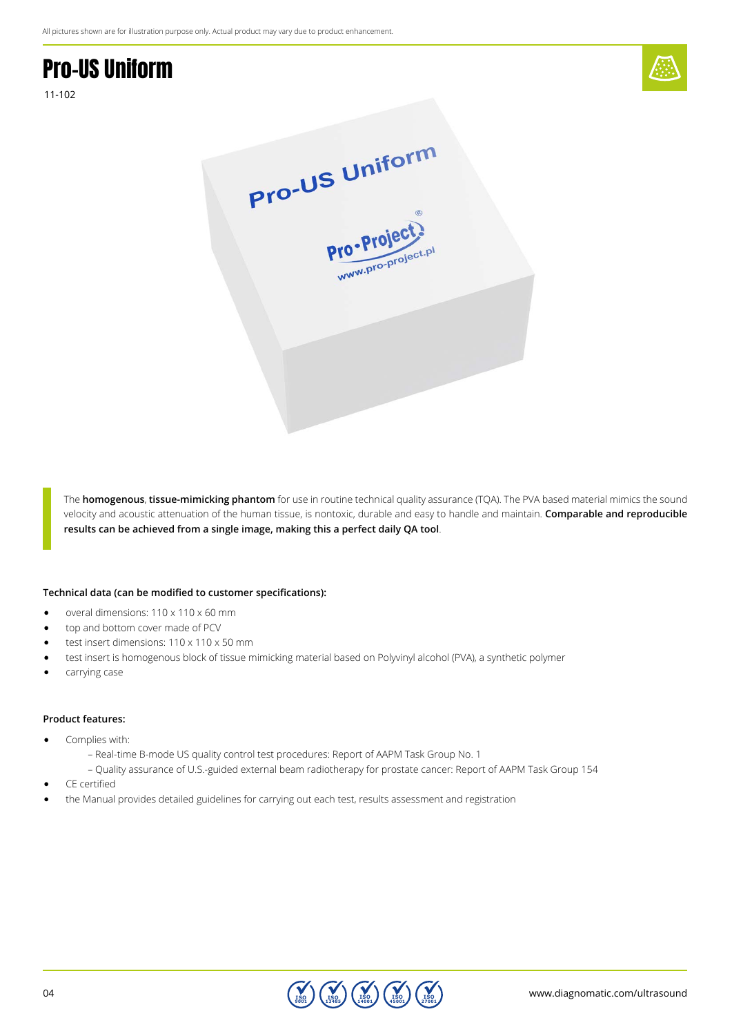All pictures shown are for illustration purpose only. Actual product may vary due to product enhancement.

# Pro-US Uniform

11-102

The **homogenous**, **tissue-mimicking phantom** for use in routine technical quality assurance (TQA). The PVA based material mimics the sound velocity and acoustic attenuation of the human tissue, is nontoxic, durable and easy to handle and maintain. **Comparable and reproducible results can be achieved from a single image, making this a perfect daily QA tool**.

**Technical data (can be modified to customer specifications):**

- overal dimensions: 110 x 110 x 60 mm
- top and bottom cover made of PCV
- test insert dimensions: 110 x 110 x 50 mm
- test insert is homogenous block of tissue mimicking material based on Polyvinyl alcohol (PVA), a synthetic polymer
- carrying case

**Product features:**

- Complies with:
  - – Real-time B-mode US quality control test procedures: Report of AAPM Task Group No. 1
  - – Quality assurance of U.S.-guided external beam radiotherapy for prostate cancer: Report of AAPM Task Group 154
- CE certified
- the Manual provides detailed guidelines for carrying out each test, results assessment and registration

www.diagnomatic.com/ultrasound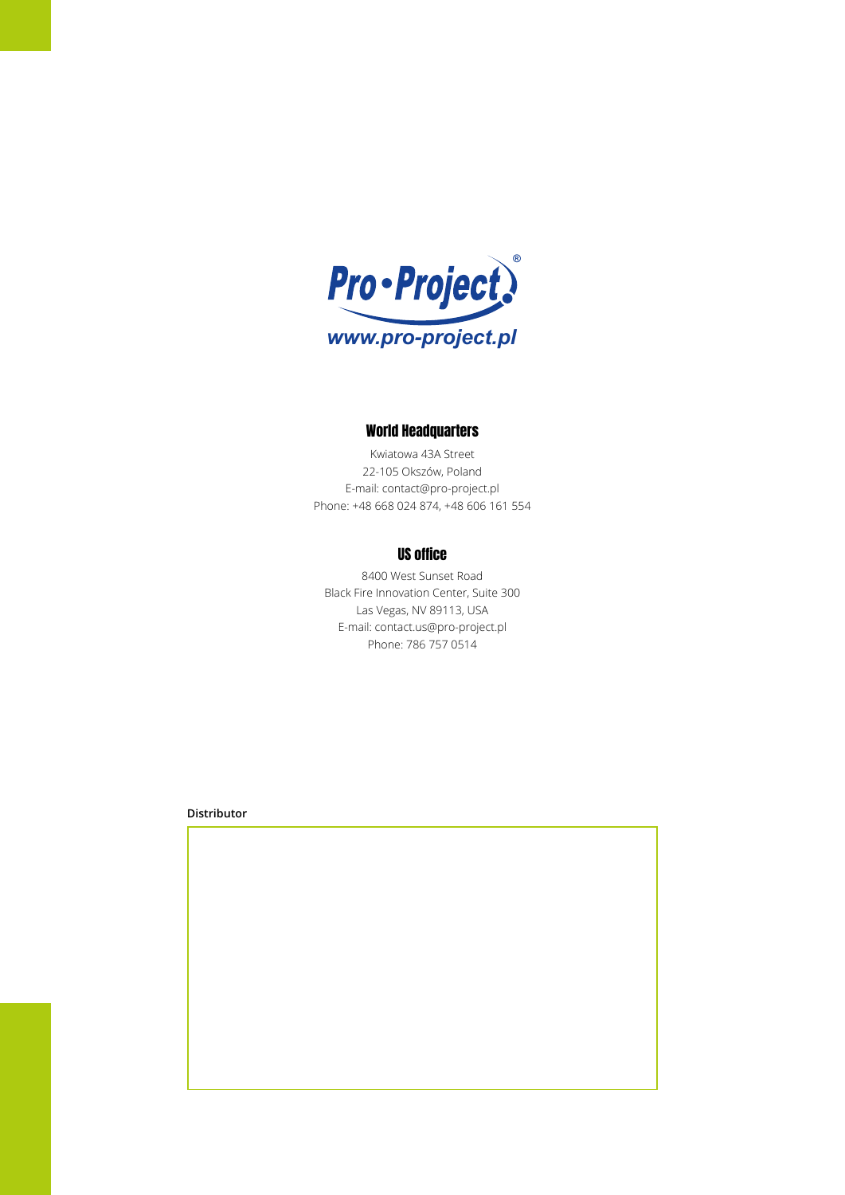Pro•Project®

www.pro-project.pl

## World Headquarters

Kwiatowa 43A Street
22-105 Okszów, Poland
E-mail: contact@pro-project.pl
Phone: +48 668 024 874, +48 606 161 554

## US office

8400 West Sunset Road
Black Fire Innovation Center, Suite 300
Las Vegas, NV 89113, USA
E-mail: contact.us@pro-project.pl
Phone: 786 757 0514

**Distributor**